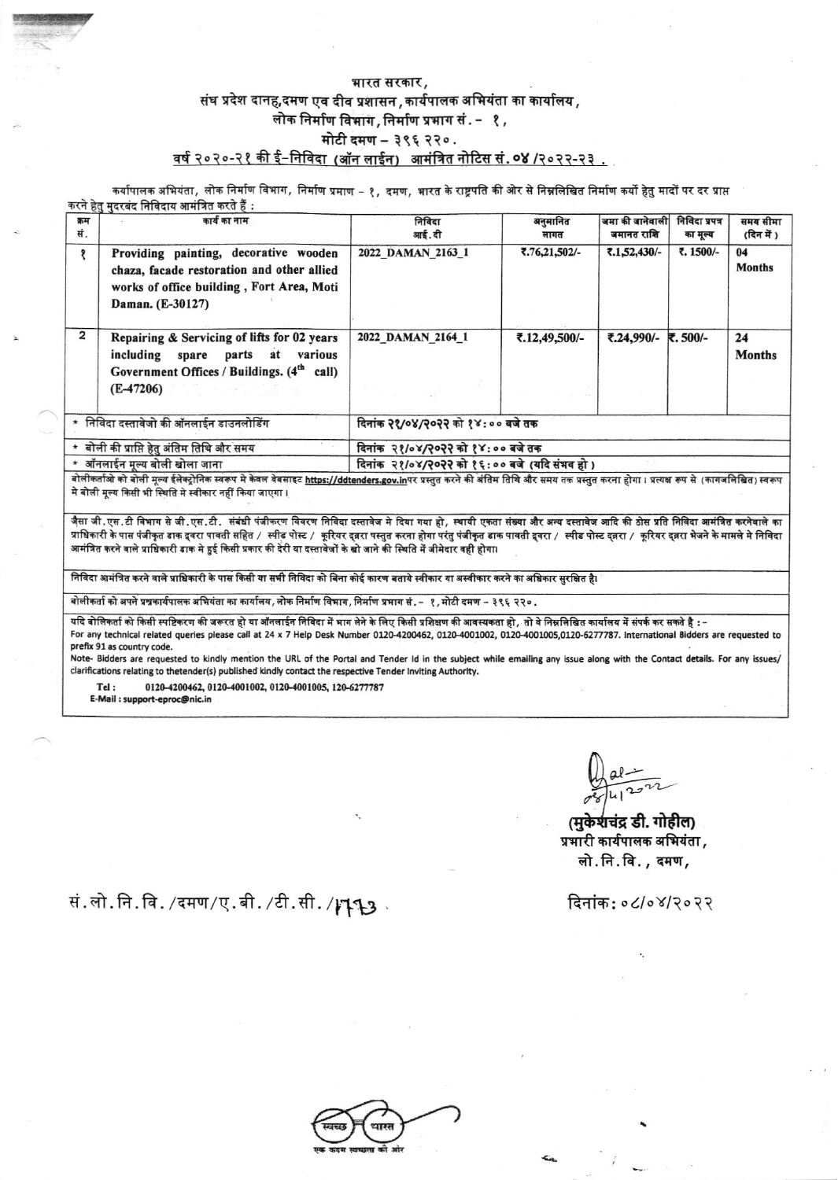# भारत सरकार,

## संघ प्रदेश दानह,दमण एव दीव प्रशासन, कार्यपालक अभियंता का कार्यालय,

## लोक निर्माण विभाग, निर्माण प्रभाग सं. - १,

## मोटी दमण – ३९६ २२०.

## वर्ष २०२०-२१ की ई-निविदा (ऑन लाईन) आमंत्रित नोटिस सं. ०४ /२०२२-२३ .

कर्यापालक अभियंता, लोक निर्माण विभाग, निर्माण प्रमाण - १, दमण, भारत के राष्ट्रपति की ओर से निम्नलिखित निर्माण कर्यो हेतु मादों पर दर प्राप्त करने हेतु मुदरबंद निविदाय आमंत्रित करते हैं :

| क्रम सं. | कार्य का नाम | निविदा आई.डी | अनुमानित लागत | जमा की जानेवाली जमानत राशि | निविदा प्रपत्र का मूल्य | समय सीमा (दिन में) |
|---|---|---|---|---|---|---|
| १ | **Providing painting, decorative wooden chaza, facade restoration and other allied works of office building, Fort Area, Moti Daman. (E-30127)** | 2022_DAMAN_2163_1 | ₹.76,21,502/- | ₹.1,52,430/- | ₹. 1500/- | 04 Months |
| 2 | **Repairing & Servicing of lifts for 02 years including spare parts at various Government Offices / Buildings. (4th call) (E-47206)** | 2022_DAMAN_2164_1 | ₹.12,49,500/- | ₹.24,990/- | ₹. 500/- | 24 Months |
| * निविदा दस्तावेजो की ऑनलाईन डाउनलोडिंग | | दिनांक २१/०४/२०२२ को १४:०० बजे तक | | | | |
| * बोली की प्राप्ति हेतु अंतिम तिथि और समय | | दिनांक २१/०४/२०२२ को १४:०० बजे तक | | | | |
| * ऑनलाईन मूल्य बोली खोला जाना | | दिनांक २१/०४/२०२२ को १६:०० बजे (यदि संभव हो) | | | | |

बोलीकर्ताओ को बोली मूल्य ईलेक्ट्रोनिक स्वरूप मे केवल वेबसाइट https://ddtenders.gov.in पर प्रस्तुत करने की अंतिम तिथि और समय तक प्रस्तुत करना होगा। प्रत्यक्ष रूप से (कागजलिखित) स्वरूप मे बोली मूल्य किसी भी स्थिति मे स्वीकार नहीं किया जाएगा।

जैसा जी.एस.टी विभाग से जी.एस.टी. संबंधी पंजीकरण विवरण निविदा दस्तावेज मे दिया गया हो, स्थायी एकता संख्या और अन्य दस्तावेज आदि की ठोस प्रति निविदा आमंत्रित करनेवाले का प्राधिकारी के पास पंजीकृत डाक द्वारा पावती सहित / स्पीड पोस्ट / कूरियर द्वारा पस्तुत करना होगा परंतु पंजीकृत डाक पावती द्वारा / स्पीड पोस्ट द्वारा / कूरियर द्वारा भेजने के मामले मे निविदा आमंत्रित करने वाले प्राधिकारी डाक मे हुई किसी प्रकार की देरी या दस्तावेज़ों के खो जाने की स्थिति में जीमेदार नही होगा।

निविदा आमंत्रित करने वाले प्राधिकारी के पास किसी या सभी निविदा को बिना कोई कारण बताये स्वीकार या अस्वीकार करने का अधिकार सुरक्षित है।

बोलीकर्ता को अपने प्रश्नकार्यपालक अभियंता का कार्यालय, लोक निर्माण विभाग, निर्माण प्रभाग सं. - १, मोटी दमण – ३९६ २२०.

यदि बोलिकर्ता को किसी स्पष्टिकरण की जरूरत हो या ऑनलाईन निविदा में भाग लेने के लिए किसी प्रशिक्षण की आवस्यकता हो, तो वे निम्नलिखित कार्यालय में संपर्क कर सकते है : -

For any technical related queries please call at 24 x 7 Help Desk Number 0120-4200462, 0120-4001002, 0120-4001005,0120-6277787. International Bidders are requested to prefix 91 as country code.

Note- Bidders are requested to kindly mention the URL of the Portal and Tender Id in the subject while emailing any issue along with the Contact details. For any issues/ clarifications relating to thetender(s) published kindly contact the respective Tender Inviting Authority.

Tel : 0120-4200462, 0120-4001002, 0120-4001005, 120-6277787

E-Mail : support-eproc@nic.in

08/4/2022

**(मुकेशचंद्र डी. गोहील)**
प्रभारी कार्यपालक अभियंता,
लो.नि.वि., दमण,

सं.लो.नि.वि./दमण/ए.बी./टी.सी./1773 .

दिनांक: ०८/०४/२०२२

स्वच्छ भारत
एक कदम स्वच्छता की ओर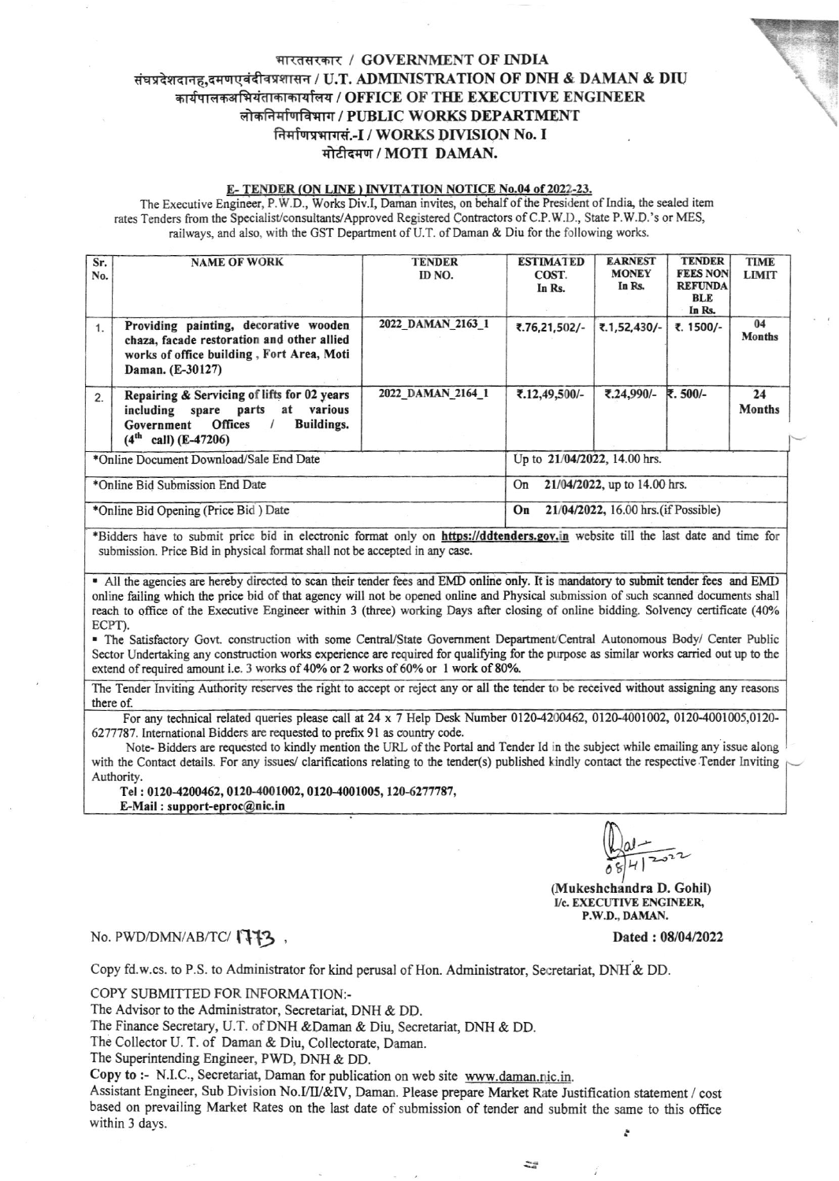# भारतसरकार / GOVERNMENT OF INDIA
## संघप्रदेशदानह,दमणएवंदीवप्रशासन / U.T. ADMINISTRATION OF DNH & DAMAN & DIU
## कार्यपालकअभियंताकाकार्यालय / OFFICE OF THE EXECUTIVE ENGINEER
## लोकनिर्माणविभाग / PUBLIC WORKS DEPARTMENT
## निर्माणप्रभागसं.-I / WORKS DIVISION No. I
## मोटीदमण / MOTI DAMAN.

**E- TENDER (ON LINE ) INVITATION NOTICE No.04 of 2022-23.**

The Executive Engineer, P.W.D., Works Div.I, Daman invites, on behalf of the President of India, the sealed item rates Tenders from the Specialist/consultants/Approved Registered Contractors of C.P.W.D., State P.W.D.'s or MES, railways, and also, with the GST Department of U.T. of Daman & Diu for the following works.

| Sr. No. | NAME OF WORK | TENDER ID NO. | ESTIMATED COST. In Rs. | EARNEST MONEY In Rs. | TENDER FEES NON REFUNDABLE In Rs. | TIME LIMIT |
|---|---|---|---|---|---|---|
| 1. | **Providing painting, decorative wooden chaza, facade restoration and other allied works of office building , Fort Area, Moti Daman. (E-30127)** | 2022_DAMAN_2163_1 | ₹.76,21,502/- | ₹.1,52,430/- | ₹. 1500/- | 04 Months |
| 2. | **Repairing & Servicing of lifts for 02 years including spare parts at various Government Offices / Buildings. (4th call) (E-47206)** | 2022_DAMAN_2164_1 | ₹.12,49,500/- | ₹.24,990/- | ₹. 500/- | 24 Months |
| *Online Document Download/Sale End Date | | | Up to 21/04/2022, 14.00 hrs. | | | |
| *Online Bid Submission End Date | | | On **21/04/2022, up to 14.00 hrs.** | | | |
| *Online Bid Opening (Price Bid ) Date | | | On **21/04/2022,** 16.00 hrs.(if Possible) | | | |

*Bidders have to submit price bid in electronic format only on **https://ddtenders.gov.in** website till the last date and time for submission. Price Bid in physical format shall not be accepted in any case.

- All the agencies are hereby directed to scan their tender fees and EMD **online only. It is** mandatory to submit tender fees and EMD online failing which the price bid of that agency will not be opened online and Physical submission of such scanned documents shall reach to office of the Executive Engineer within 3 (three) working Days after closing of online bidding. Solvency certificate (40% ECPT).
- The Satisfactory Govt. construction with some Central/State Government Department/Central Autonomous Body/ Center Public Sector Undertaking any construction works experience are required for qualifying for the purpose as similar works carried out up to the extend of required amount i.e. 3 works of 40% or 2 works of 60% or 1 work of 80%.

The Tender Inviting Authority reserves the right to accept or reject any or all the tender to be received without assigning any reasons there of.

For any technical related queries please call at 24 x 7 Help Desk Number 0120-4200462, 0120-4001002, 0120-4001005,0120-6277787. International Bidders are requested to prefix 91 as country code.

Note- Bidders are requested to kindly mention the URL of the Portal and Tender Id in the subject while emailing any issue along with the Contact details. For any issues/ clarifications relating to the tender(s) published kindly contact the respective Tender Inviting Authority.

**Tel : 0120-4200462, 0120-4001002, 0120-4001005, 120-6277787,**
**E-Mail : support-eproc@nic.in**

08/4/2022

**(Mukeshchandra D. Gohil)**
**I/c. EXECUTIVE ENGINEER,**
**P.W.D., DAMAN.**

No. PWD/DMN/AB/TC/ 1773 , **Dated : 08/04/2022**

Copy fd.w.cs. to P.S. to Administrator for kind perusal of Hon. Administrator, Secretariat, DNH & DD.

COPY SUBMITTED FOR INFORMATION:-

The Advisor to the Administrator, Secretariat, DNH & DD.
The Finance Secretary, U.T. of DNH &Daman & Diu, Secretariat, DNH & DD.
The Collector U. T. of Daman & Diu, Collectorate, Daman.
The Superintending Engineer, PWD, DNH & DD.

**Copy to :-** N.I.C., Secretariat, Daman for publication on web site www.daman.nic.in.

Assistant Engineer, Sub Division No.I/II/&IV, Daman. Please prepare Market Rate Justification statement / cost based on prevailing Market Rates on the last date of submission of tender and submit the same to this office within 3 days.